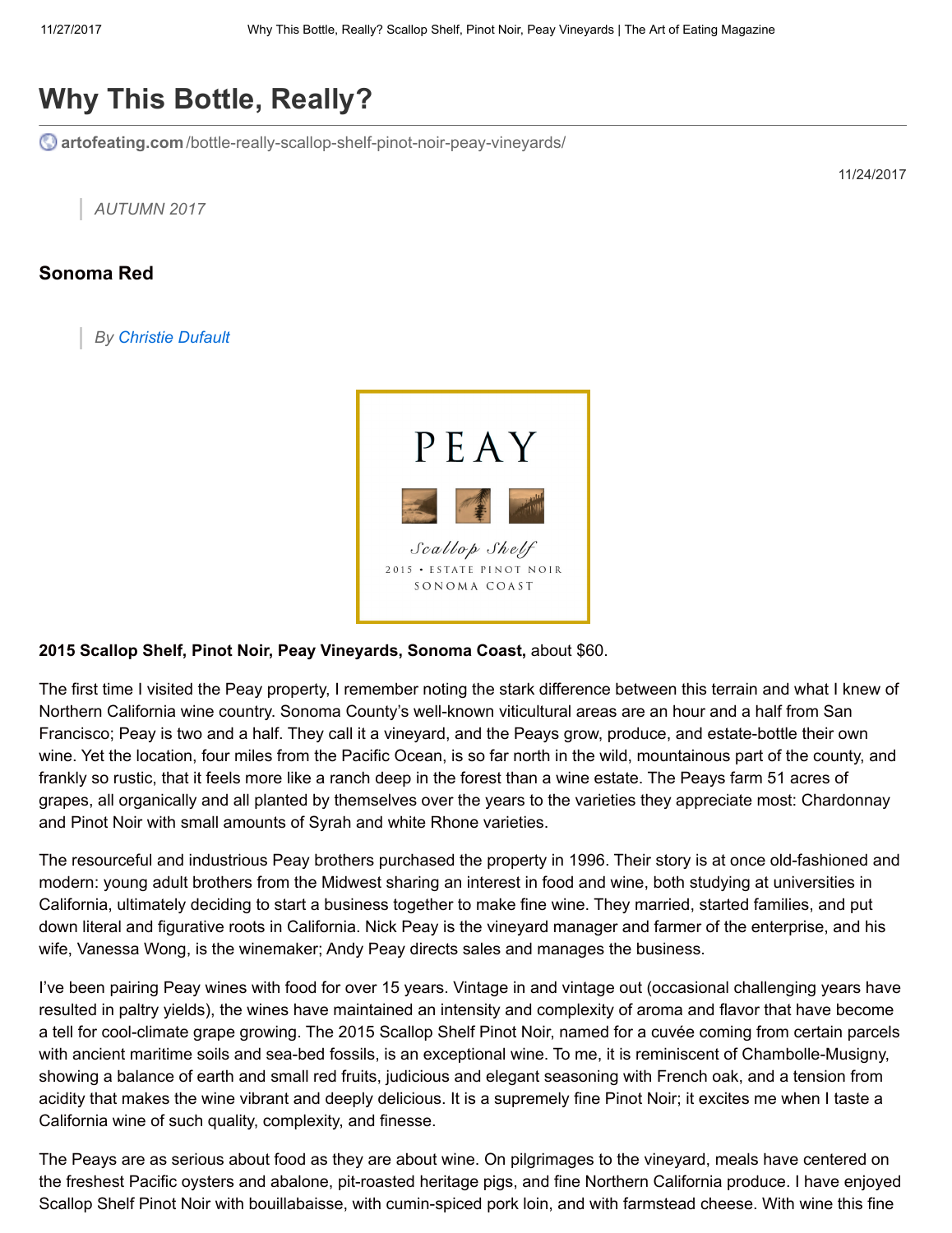# Why This Bottle, Really?

artofeating.com/bottle-really-scallop-shelf-pinot-noir-peay-vineyards/

11/24/2017

> *AUTUMN 2017*

### Sonoma Red

> *By Christie Dufault*

PEAY

Scallop Shelf
2015 • ESTATE PINOT NOIR
SONOMA COAST

**2015 Scallop Shelf, Pinot Noir, Peay Vineyards, Sonoma Coast,** about $60.

The first time I visited the Peay property, I remember noting the stark difference between this terrain and what I knew of Northern California wine country. Sonoma County's well-known viticultural areas are an hour and a half from San Francisco; Peay is two and a half. They call it a vineyard, and the Peays grow, produce, and estate-bottle their own wine. Yet the location, four miles from the Pacific Ocean, is so far north in the wild, mountainous part of the county, and frankly so rustic, that it feels more like a ranch deep in the forest than a wine estate. The Peays farm 51 acres of grapes, all organically and all planted by themselves over the years to the varieties they appreciate most: Chardonnay and Pinot Noir with small amounts of Syrah and white Rhone varieties.

The resourceful and industrious Peay brothers purchased the property in 1996. Their story is at once old-fashioned and modern: young adult brothers from the Midwest sharing an interest in food and wine, both studying at universities in California, ultimately deciding to start a business together to make fine wine. They married, started families, and put down literal and figurative roots in California. Nick Peay is the vineyard manager and farmer of the enterprise, and his wife, Vanessa Wong, is the winemaker; Andy Peay directs sales and manages the business.

I've been pairing Peay wines with food for over 15 years. Vintage in and vintage out (occasional challenging years have resulted in paltry yields), the wines have maintained an intensity and complexity of aroma and flavor that have become a tell for cool-climate grape growing. The 2015 Scallop Shelf Pinot Noir, named for a cuvée coming from certain parcels with ancient maritime soils and sea-bed fossils, is an exceptional wine. To me, it is reminiscent of Chambolle-Musigny, showing a balance of earth and small red fruits, judicious and elegant seasoning with French oak, and a tension from acidity that makes the wine vibrant and deeply delicious. It is a supremely fine Pinot Noir; it excites me when I taste a California wine of such quality, complexity, and finesse.

The Peays are as serious about food as they are about wine. On pilgrimages to the vineyard, meals have centered on the freshest Pacific oysters and abalone, pit-roasted heritage pigs, and fine Northern California produce. I have enjoyed Scallop Shelf Pinot Noir with bouillabaisse, with cumin-spiced pork loin, and with farmstead cheese. With wine this fine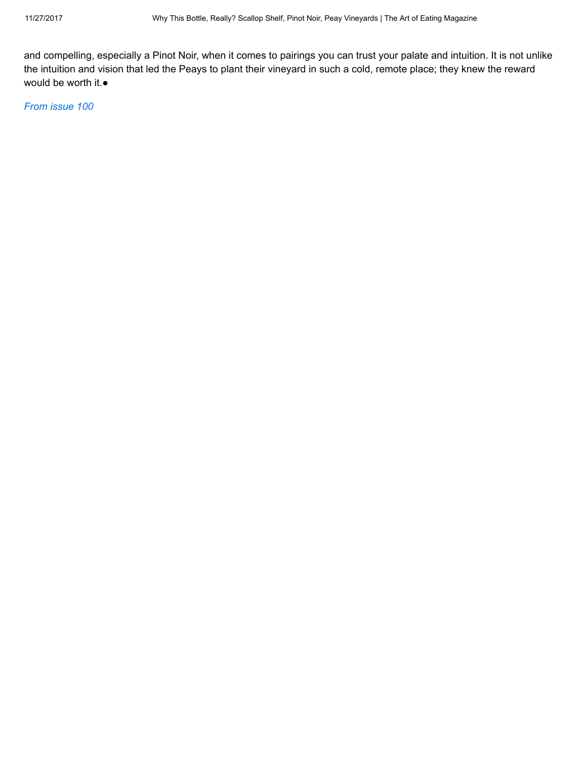and compelling, especially a Pinot Noir, when it comes to pairings you can trust your palate and intuition. It is not unlike the intuition and vision that led the Peays to plant their vineyard in such a cold, remote place; they knew the reward would be worth it.●

*From issue 100*